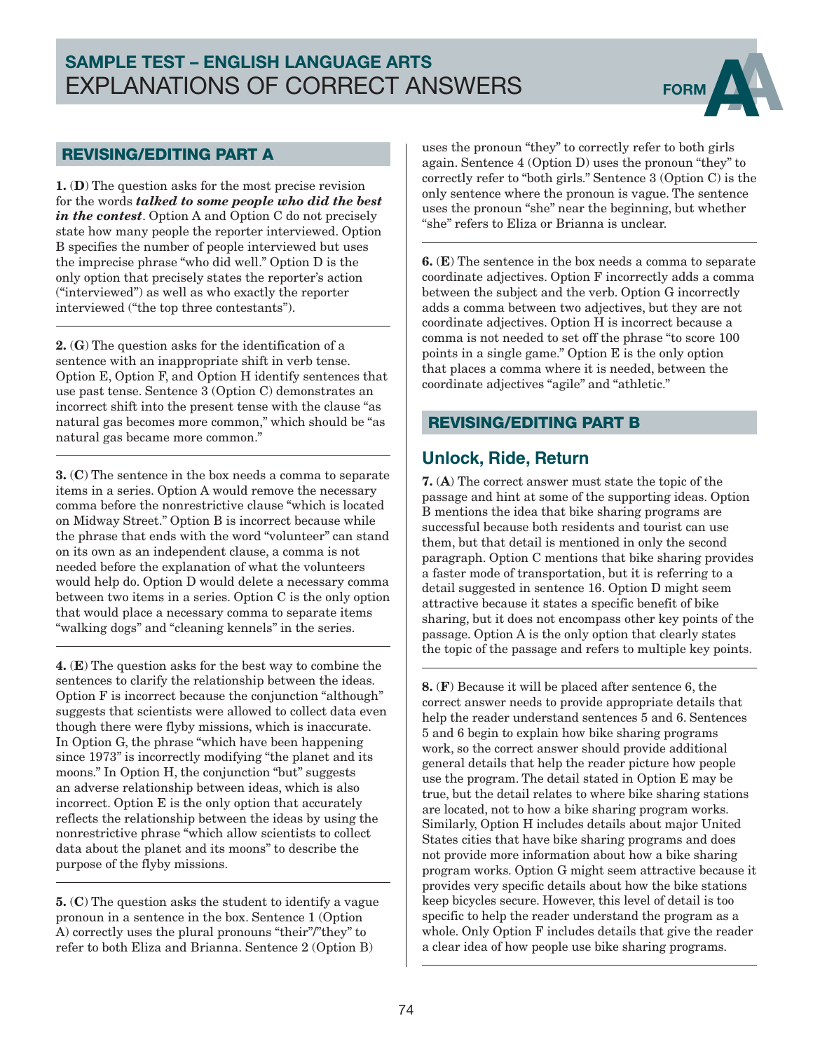# SAMPLE TEST – ENGLISH LANGUAGE ARTS
# EXPLANATIONS OF CORRECT ANSWERS

FORM A

## REVISING/EDITING PART A

**1.** (**D**) The question asks for the most precise revision for the words ***talked to some people who did the best in the contest***. Option A and Option C do not precisely state how many people the reporter interviewed. Option B specifies the number of people interviewed but uses the imprecise phrase "who did well." Option D is the only option that precisely states the reporter's action ("interviewed") as well as who exactly the reporter interviewed ("the top three contestants").

**2.** (**G**) The question asks for the identification of a sentence with an inappropriate shift in verb tense. Option E, Option F, and Option H identify sentences that use past tense. Sentence 3 (Option C) demonstrates an incorrect shift into the present tense with the clause "as natural gas becomes more common," which should be "as natural gas became more common."

**3.** (**C**) The sentence in the box needs a comma to separate items in a series. Option A would remove the necessary comma before the nonrestrictive clause "which is located on Midway Street." Option B is incorrect because while the phrase that ends with the word "volunteer" can stand on its own as an independent clause, a comma is not needed before the explanation of what the volunteers would help do. Option D would delete a necessary comma between two items in a series. Option C is the only option that would place a necessary comma to separate items "walking dogs" and "cleaning kennels" in the series.

**4.** (**E**) The question asks for the best way to combine the sentences to clarify the relationship between the ideas. Option F is incorrect because the conjunction "although" suggests that scientists were allowed to collect data even though there were flyby missions, which is inaccurate. In Option G, the phrase "which have been happening since 1973" is incorrectly modifying "the planet and its moons." In Option H, the conjunction "but" suggests an adverse relationship between ideas, which is also incorrect. Option E is the only option that accurately reflects the relationship between the ideas by using the nonrestrictive phrase "which allow scientists to collect data about the planet and its moons" to describe the purpose of the flyby missions.

**5.** (**C**) The question asks the student to identify a vague pronoun in a sentence in the box. Sentence 1 (Option A) correctly uses the plural pronouns "their"/"they" to refer to both Eliza and Brianna. Sentence 2 (Option B) uses the pronoun "they" to correctly refer to both girls again. Sentence 4 (Option D) uses the pronoun "they" to correctly refer to "both girls." Sentence 3 (Option C) is the only sentence where the pronoun is vague. The sentence uses the pronoun "she" near the beginning, but whether "she" refers to Eliza or Brianna is unclear.

**6.** (**E**) The sentence in the box needs a comma to separate coordinate adjectives. Option F incorrectly adds a comma between the subject and the verb. Option G incorrectly adds a comma between two adjectives, but they are not coordinate adjectives. Option H is incorrect because a comma is not needed to set off the phrase "to score 100 points in a single game." Option E is the only option that places a comma where it is needed, between the coordinate adjectives "agile" and "athletic."

## REVISING/EDITING PART B

### Unlock, Ride, Return

**7.** (**A**) The correct answer must state the topic of the passage and hint at some of the supporting ideas. Option B mentions the idea that bike sharing programs are successful because both residents and tourist can use them, but that detail is mentioned in only the second paragraph. Option C mentions that bike sharing provides a faster mode of transportation, but it is referring to a detail suggested in sentence 16. Option D might seem attractive because it states a specific benefit of bike sharing, but it does not encompass other key points of the passage. Option A is the only option that clearly states the topic of the passage and refers to multiple key points.

**8.** (**F**) Because it will be placed after sentence 6, the correct answer needs to provide appropriate details that help the reader understand sentences 5 and 6. Sentences 5 and 6 begin to explain how bike sharing programs work, so the correct answer should provide additional general details that help the reader picture how people use the program. The detail stated in Option E may be true, but the detail relates to where bike sharing stations are located, not to how a bike sharing program works. Similarly, Option H includes details about major United States cities that have bike sharing programs and does not provide more information about how a bike sharing program works. Option G might seem attractive because it provides very specific details about how the bike stations keep bicycles secure. However, this level of detail is too specific to help the reader understand the program as a whole. Only Option F includes details that give the reader a clear idea of how people use bike sharing programs.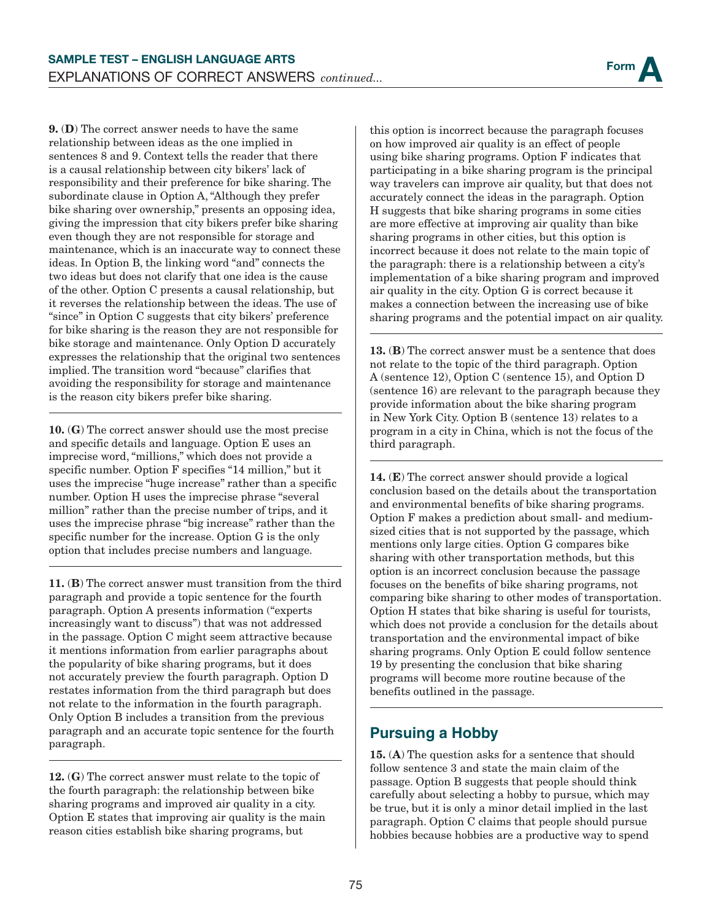**9. (D)** The correct answer needs to have the same relationship between ideas as the one implied in sentences 8 and 9. Context tells the reader that there is a causal relationship between city bikers' lack of responsibility and their preference for bike sharing. The subordinate clause in Option A, "Although they prefer bike sharing over ownership," presents an opposing idea, giving the impression that city bikers prefer bike sharing even though they are not responsible for storage and maintenance, which is an inaccurate way to connect these ideas. In Option B, the linking word "and" connects the two ideas but does not clarify that one idea is the cause of the other. Option C presents a causal relationship, but it reverses the relationship between the ideas. The use of "since" in Option C suggests that city bikers' preference for bike sharing is the reason they are not responsible for bike storage and maintenance. Only Option D accurately expresses the relationship that the original two sentences implied. The transition word "because" clarifies that avoiding the responsibility for storage and maintenance is the reason city bikers prefer bike sharing.

---

**10. (G)** The correct answer should use the most precise and specific details and language. Option E uses an imprecise word, "millions," which does not provide a specific number. Option F specifies "14 million," but it uses the imprecise "huge increase" rather than a specific number. Option H uses the imprecise phrase "several million" rather than the precise number of trips, and it uses the imprecise phrase "big increase" rather than the specific number for the increase. Option G is the only option that includes precise numbers and language.

---

**11. (B)** The correct answer must transition from the third paragraph and provide a topic sentence for the fourth paragraph. Option A presents information ("experts increasingly want to discuss") that was not addressed in the passage. Option C might seem attractive because it mentions information from earlier paragraphs about the popularity of bike sharing programs, but it does not accurately preview the fourth paragraph. Option D restates information from the third paragraph but does not relate to the information in the fourth paragraph. Only Option B includes a transition from the previous paragraph and an accurate topic sentence for the fourth paragraph.

---

**12. (G)** The correct answer must relate to the topic of the fourth paragraph: the relationship between bike sharing programs and improved air quality in a city. Option E states that improving air quality is the main reason cities establish bike sharing programs, but this option is incorrect because the paragraph focuses on how improved air quality is an effect of people using bike sharing programs. Option F indicates that participating in a bike sharing program is the principal way travelers can improve air quality, but that does not accurately connect the ideas in the paragraph. Option H suggests that bike sharing programs in some cities are more effective at improving air quality than bike sharing programs in other cities, but this option is incorrect because it does not relate to the main topic of the paragraph: there is a relationship between a city's implementation of a bike sharing program and improved air quality in the city. Option G is correct because it makes a connection between the increasing use of bike sharing programs and the potential impact on air quality.

---

**13. (B)** The correct answer must be a sentence that does not relate to the topic of the third paragraph. Option A (sentence 12), Option C (sentence 15), and Option D (sentence 16) are relevant to the paragraph because they provide information about the bike sharing program in New York City. Option B (sentence 13) relates to a program in a city in China, which is not the focus of the third paragraph.

---

**14. (E)** The correct answer should provide a logical conclusion based on the details about the transportation and environmental benefits of bike sharing programs. Option F makes a prediction about small- and medium-sized cities that is not supported by the passage, which mentions only large cities. Option G compares bike sharing with other transportation methods, but this option is an incorrect conclusion because the passage focuses on the benefits of bike sharing programs, not comparing bike sharing to other modes of transportation. Option H states that bike sharing is useful for tourists, which does not provide a conclusion for the details about transportation and the environmental impact of bike sharing programs. Only Option E could follow sentence 19 by presenting the conclusion that bike sharing programs will become more routine because of the benefits outlined in the passage.

---

## Pursuing a Hobby

**15. (A)** The question asks for a sentence that should follow sentence 3 and state the main claim of the passage. Option B suggests that people should think carefully about selecting a hobby to pursue, which may be true, but it is only a minor detail implied in the last paragraph. Option C claims that people should pursue hobbies because hobbies are a productive way to spend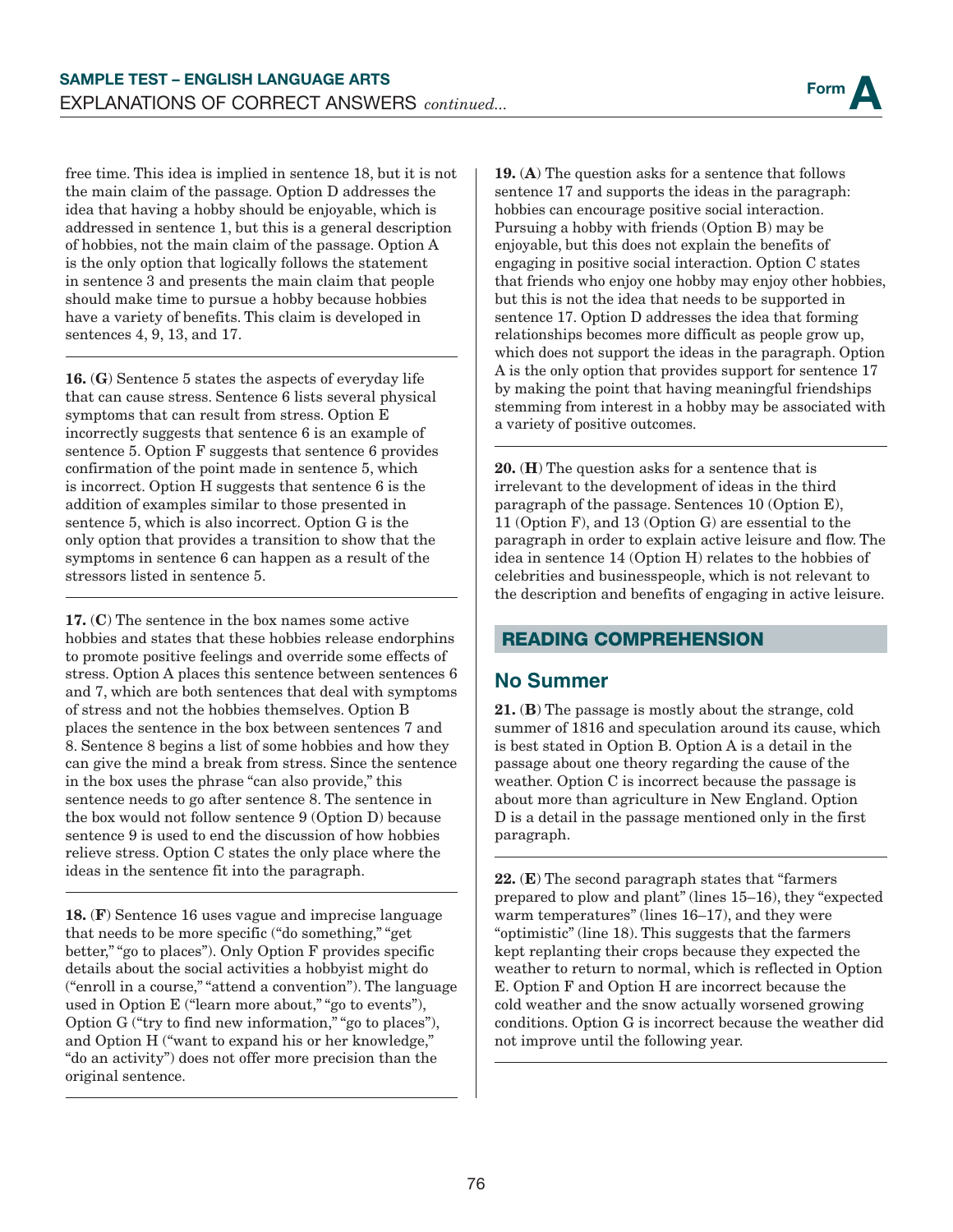free time. This idea is implied in sentence 18, but it is not the main claim of the passage. Option D addresses the idea that having a hobby should be enjoyable, which is addressed in sentence 1, but this is a general description of hobbies, not the main claim of the passage. Option A is the only option that logically follows the statement in sentence 3 and presents the main claim that people should make time to pursue a hobby because hobbies have a variety of benefits. This claim is developed in sentences 4, 9, 13, and 17.

**16.** (**G**) Sentence 5 states the aspects of everyday life that can cause stress. Sentence 6 lists several physical symptoms that can result from stress. Option E incorrectly suggests that sentence 6 is an example of sentence 5. Option F suggests that sentence 6 provides confirmation of the point made in sentence 5, which is incorrect. Option H suggests that sentence 6 is the addition of examples similar to those presented in sentence 5, which is also incorrect. Option G is the only option that provides a transition to show that the symptoms in sentence 6 can happen as a result of the stressors listed in sentence 5.

**17.** (**C**) The sentence in the box names some active hobbies and states that these hobbies release endorphins to promote positive feelings and override some effects of stress. Option A places this sentence between sentences 6 and 7, which are both sentences that deal with symptoms of stress and not the hobbies themselves. Option B places the sentence in the box between sentences 7 and 8. Sentence 8 begins a list of some hobbies and how they can give the mind a break from stress. Since the sentence in the box uses the phrase "can also provide," this sentence needs to go after sentence 8. The sentence in the box would not follow sentence 9 (Option D) because sentence 9 is used to end the discussion of how hobbies relieve stress. Option C states the only place where the ideas in the sentence fit into the paragraph.

**18.** (**F**) Sentence 16 uses vague and imprecise language that needs to be more specific ("do something," "get better," "go to places"). Only Option F provides specific details about the social activities a hobbyist might do ("enroll in a course," "attend a convention"). The language used in Option E ("learn more about," "go to events"), Option G ("try to find new information," "go to places"), and Option H ("want to expand his or her knowledge," "do an activity") does not offer more precision than the original sentence.

**19.** (**A**) The question asks for a sentence that follows sentence 17 and supports the ideas in the paragraph: hobbies can encourage positive social interaction. Pursuing a hobby with friends (Option B) may be enjoyable, but this does not explain the benefits of engaging in positive social interaction. Option C states that friends who enjoy one hobby may enjoy other hobbies, but this is not the idea that needs to be supported in sentence 17. Option D addresses the idea that forming relationships becomes more difficult as people grow up, which does not support the ideas in the paragraph. Option A is the only option that provides support for sentence 17 by making the point that having meaningful friendships stemming from interest in a hobby may be associated with a variety of positive outcomes.

**20.** (**H**) The question asks for a sentence that is irrelevant to the development of ideas in the third paragraph of the passage. Sentences 10 (Option E), 11 (Option F), and 13 (Option G) are essential to the paragraph in order to explain active leisure and flow. The idea in sentence 14 (Option H) relates to the hobbies of celebrities and businesspeople, which is not relevant to the description and benefits of engaging in active leisure.

## READING COMPREHENSION

### No Summer

**21.** (**B**) The passage is mostly about the strange, cold summer of 1816 and speculation around its cause, which is best stated in Option B. Option A is a detail in the passage about one theory regarding the cause of the weather. Option C is incorrect because the passage is about more than agriculture in New England. Option D is a detail in the passage mentioned only in the first paragraph.

**22.** (**E**) The second paragraph states that "farmers prepared to plow and plant" (lines 15–16), they "expected warm temperatures" (lines 16–17), and they were "optimistic" (line 18). This suggests that the farmers kept replanting their crops because they expected the weather to return to normal, which is reflected in Option E. Option F and Option H are incorrect because the cold weather and the snow actually worsened growing conditions. Option G is incorrect because the weather did not improve until the following year.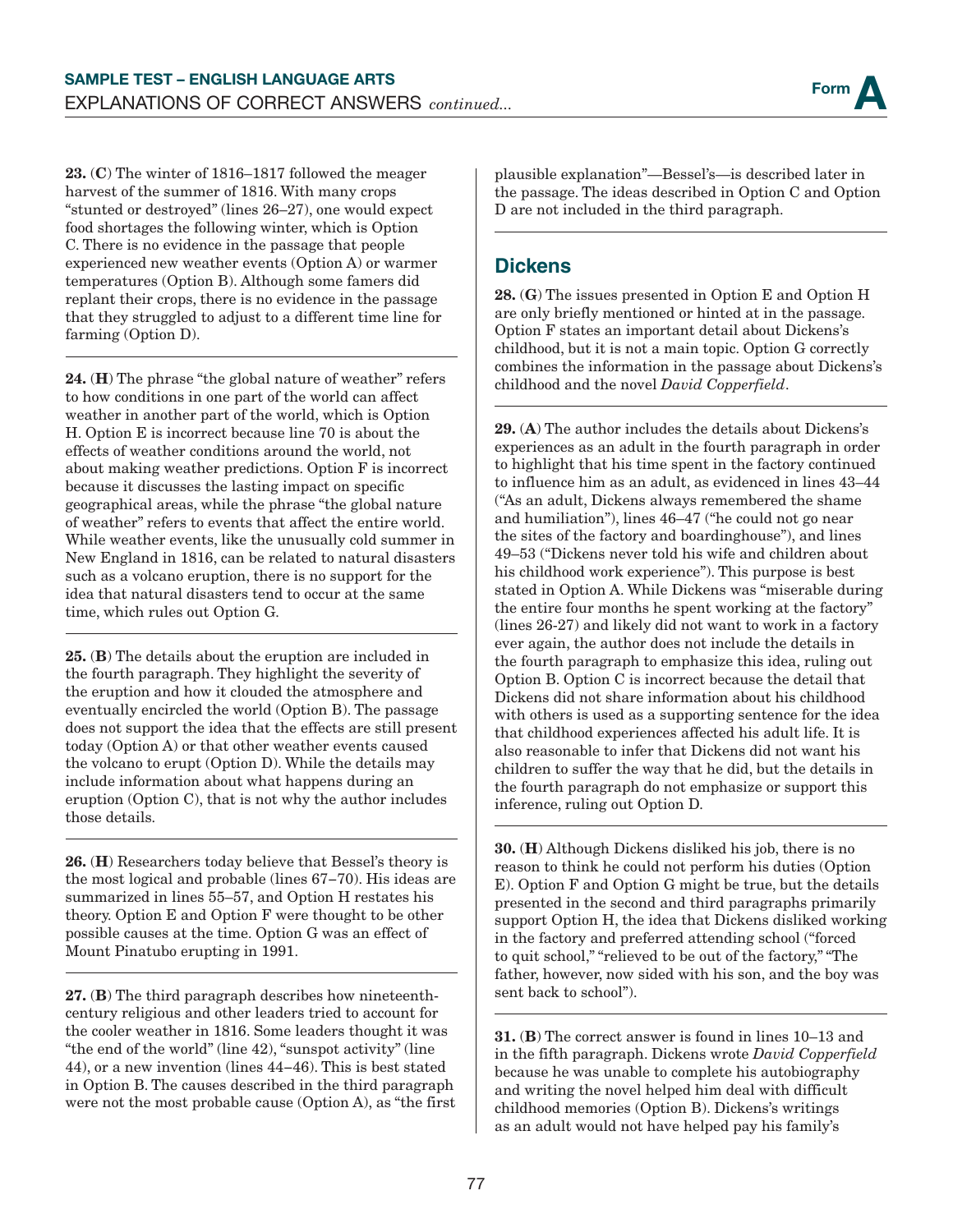**23.** (**C**) The winter of 1816–1817 followed the meager harvest of the summer of 1816. With many crops "stunted or destroyed" (lines 26–27), one would expect food shortages the following winter, which is Option C. There is no evidence in the passage that people experienced new weather events (Option A) or warmer temperatures (Option B). Although some famers did replant their crops, there is no evidence in the passage that they struggled to adjust to a different time line for farming (Option D).

**24.** (**H**) The phrase "the global nature of weather" refers to how conditions in one part of the world can affect weather in another part of the world, which is Option H. Option E is incorrect because line 70 is about the effects of weather conditions around the world, not about making weather predictions. Option F is incorrect because it discusses the lasting impact on specific geographical areas, while the phrase "the global nature of weather" refers to events that affect the entire world. While weather events, like the unusually cold summer in New England in 1816, can be related to natural disasters such as a volcano eruption, there is no support for the idea that natural disasters tend to occur at the same time, which rules out Option G.

**25.** (**B**) The details about the eruption are included in the fourth paragraph. They highlight the severity of the eruption and how it clouded the atmosphere and eventually encircled the world (Option B). The passage does not support the idea that the effects are still present today (Option A) or that other weather events caused the volcano to erupt (Option D). While the details may include information about what happens during an eruption (Option C), that is not why the author includes those details.

**26.** (**H**) Researchers today believe that Bessel's theory is the most logical and probable (lines 67–70). His ideas are summarized in lines 55–57, and Option H restates his theory. Option E and Option F were thought to be other possible causes at the time. Option G was an effect of Mount Pinatubo erupting in 1991.

**27.** (**B**) The third paragraph describes how nineteenth-century religious and other leaders tried to account for the cooler weather in 1816. Some leaders thought it was "the end of the world" (line 42), "sunspot activity" (line 44), or a new invention (lines 44–46). This is best stated in Option B. The causes described in the third paragraph were not the most probable cause (Option A), as "the first plausible explanation"—Bessel's—is described later in the passage. The ideas described in Option C and Option D are not included in the third paragraph.

## Dickens

**28.** (**G**) The issues presented in Option E and Option H are only briefly mentioned or hinted at in the passage. Option F states an important detail about Dickens's childhood, but it is not a main topic. Option G correctly combines the information in the passage about Dickens's childhood and the novel *David Copperfield*.

**29.** (**A**) The author includes the details about Dickens's experiences as an adult in the fourth paragraph in order to highlight that his time spent in the factory continued to influence him as an adult, as evidenced in lines 43–44 ("As an adult, Dickens always remembered the shame and humiliation"), lines 46–47 ("he could not go near the sites of the factory and boardinghouse"), and lines 49–53 ("Dickens never told his wife and children about his childhood work experience"). This purpose is best stated in Option A. While Dickens was "miserable during the entire four months he spent working at the factory" (lines 26-27) and likely did not want to work in a factory ever again, the author does not include the details in the fourth paragraph to emphasize this idea, ruling out Option B. Option C is incorrect because the detail that Dickens did not share information about his childhood with others is used as a supporting sentence for the idea that childhood experiences affected his adult life. It is also reasonable to infer that Dickens did not want his children to suffer the way that he did, but the details in the fourth paragraph do not emphasize or support this inference, ruling out Option D.

**30.** (**H**) Although Dickens disliked his job, there is no reason to think he could not perform his duties (Option E). Option F and Option G might be true, but the details presented in the second and third paragraphs primarily support Option H, the idea that Dickens disliked working in the factory and preferred attending school ("forced to quit school," "relieved to be out of the factory," "The father, however, now sided with his son, and the boy was sent back to school").

**31.** (**B**) The correct answer is found in lines 10–13 and in the fifth paragraph. Dickens wrote *David Copperfield* because he was unable to complete his autobiography and writing the novel helped him deal with difficult childhood memories (Option B). Dickens's writings as an adult would not have helped pay his family's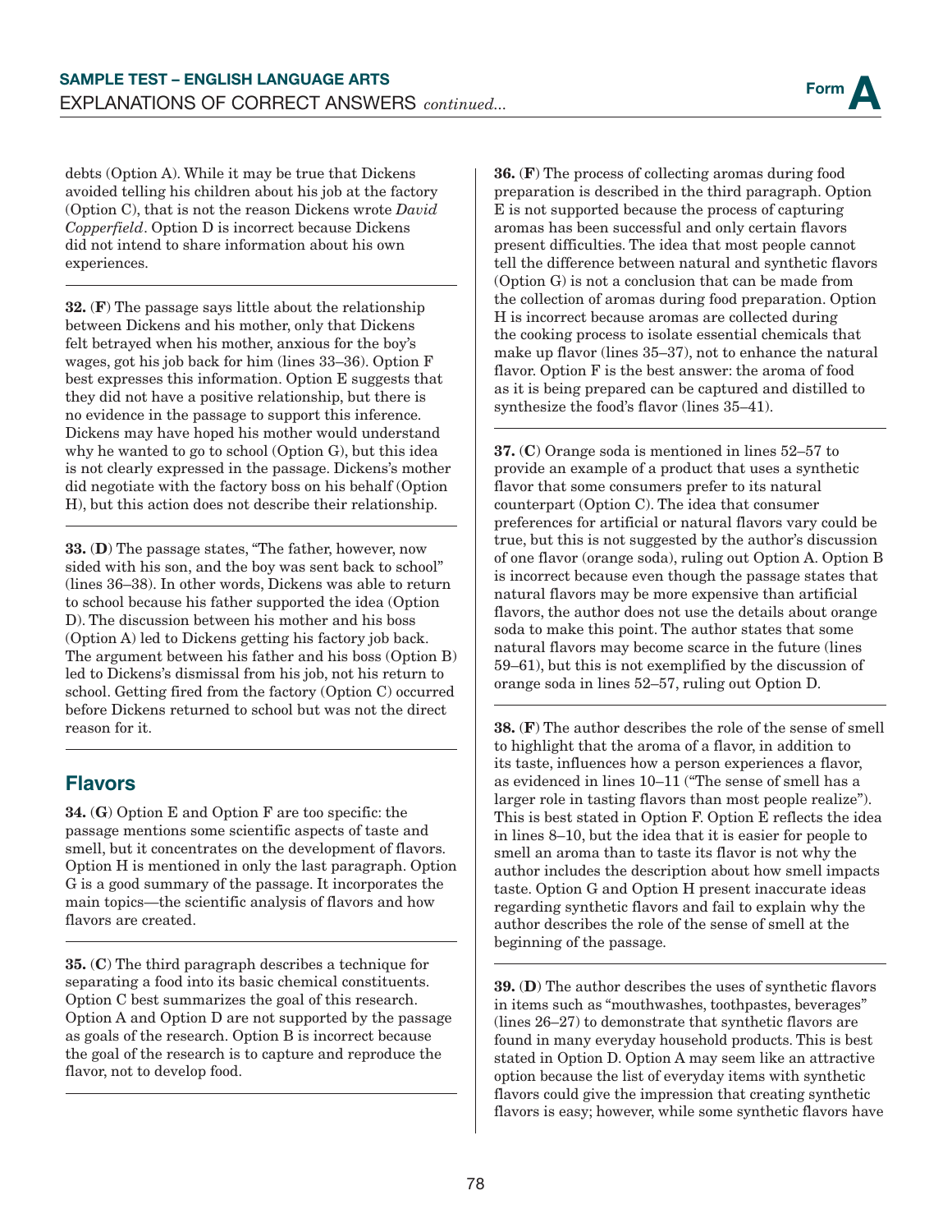debts (Option A). While it may be true that Dickens avoided telling his children about his job at the factory (Option C), that is not the reason Dickens wrote *David Copperfield*. Option D is incorrect because Dickens did not intend to share information about his own experiences.

---

**32.** (**F**) The passage says little about the relationship between Dickens and his mother, only that Dickens felt betrayed when his mother, anxious for the boy's wages, got his job back for him (lines 33–36). Option F best expresses this information. Option E suggests that they did not have a positive relationship, but there is no evidence in the passage to support this inference. Dickens may have hoped his mother would understand why he wanted to go to school (Option G), but this idea is not clearly expressed in the passage. Dickens's mother did negotiate with the factory boss on his behalf (Option H), but this action does not describe their relationship.

---

**33.** (**D**) The passage states, "The father, however, now sided with his son, and the boy was sent back to school" (lines 36–38). In other words, Dickens was able to return to school because his father supported the idea (Option D). The discussion between his mother and his boss (Option A) led to Dickens getting his factory job back. The argument between his father and his boss (Option B) led to Dickens's dismissal from his job, not his return to school. Getting fired from the factory (Option C) occurred before Dickens returned to school but was not the direct reason for it.

---

## Flavors

**34.** (**G**) Option E and Option F are too specific: the passage mentions some scientific aspects of taste and smell, but it concentrates on the development of flavors. Option H is mentioned in only the last paragraph. Option G is a good summary of the passage. It incorporates the main topics—the scientific analysis of flavors and how flavors are created.

---

**35.** (**C**) The third paragraph describes a technique for separating a food into its basic chemical constituents. Option C best summarizes the goal of this research. Option A and Option D are not supported by the passage as goals of the research. Option B is incorrect because the goal of the research is to capture and reproduce the flavor, not to develop food.

---

**36.** (**F**) The process of collecting aromas during food preparation is described in the third paragraph. Option E is not supported because the process of capturing aromas has been successful and only certain flavors present difficulties. The idea that most people cannot tell the difference between natural and synthetic flavors (Option G) is not a conclusion that can be made from the collection of aromas during food preparation. Option H is incorrect because aromas are collected during the cooking process to isolate essential chemicals that make up flavor (lines 35–37), not to enhance the natural flavor. Option F is the best answer: the aroma of food as it is being prepared can be captured and distilled to synthesize the food's flavor (lines 35–41).

---

**37.** (**C**) Orange soda is mentioned in lines 52–57 to provide an example of a product that uses a synthetic flavor that some consumers prefer to its natural counterpart (Option C). The idea that consumer preferences for artificial or natural flavors vary could be true, but this is not suggested by the author's discussion of one flavor (orange soda), ruling out Option A. Option B is incorrect because even though the passage states that natural flavors may be more expensive than artificial flavors, the author does not use the details about orange soda to make this point. The author states that some natural flavors may become scarce in the future (lines 59–61), but this is not exemplified by the discussion of orange soda in lines 52–57, ruling out Option D.

---

**38.** (**F**) The author describes the role of the sense of smell to highlight that the aroma of a flavor, in addition to its taste, influences how a person experiences a flavor, as evidenced in lines 10–11 ("The sense of smell has a larger role in tasting flavors than most people realize"). This is best stated in Option F. Option E reflects the idea in lines 8–10, but the idea that it is easier for people to smell an aroma than to taste its flavor is not why the author includes the description about how smell impacts taste. Option G and Option H present inaccurate ideas regarding synthetic flavors and fail to explain why the author describes the role of the sense of smell at the beginning of the passage.

---

**39.** (**D**) The author describes the uses of synthetic flavors in items such as "mouthwashes, toothpastes, beverages" (lines 26–27) to demonstrate that synthetic flavors are found in many everyday household products. This is best stated in Option D. Option A may seem like an attractive option because the list of everyday items with synthetic flavors could give the impression that creating synthetic flavors is easy; however, while some synthetic flavors have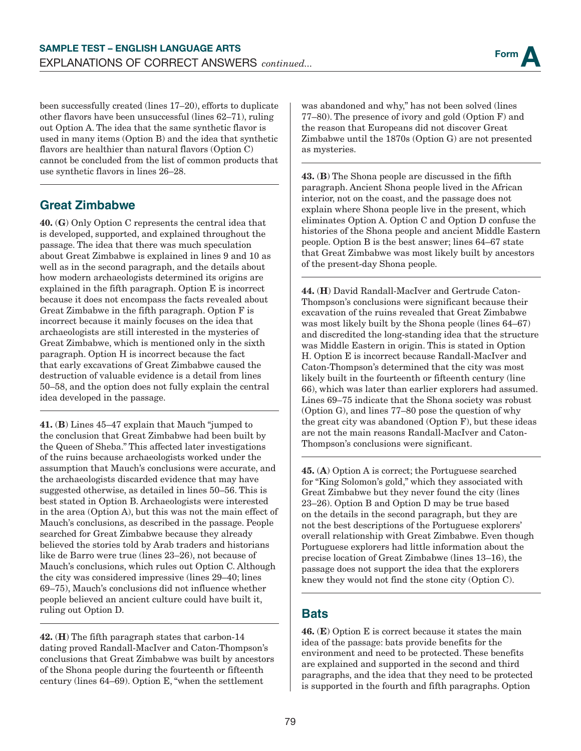been successfully created (lines 17–20), efforts to duplicate other flavors have been unsuccessful (lines 62–71), ruling out Option A. The idea that the same synthetic flavor is used in many items (Option B) and the idea that synthetic flavors are healthier than natural flavors (Option C) cannot be concluded from the list of common products that use synthetic flavors in lines 26–28.

## Great Zimbabwe

**40.** (**G**) Only Option C represents the central idea that is developed, supported, and explained throughout the passage. The idea that there was much speculation about Great Zimbabwe is explained in lines 9 and 10 as well as in the second paragraph, and the details about how modern archaeologists determined its origins are explained in the fifth paragraph. Option E is incorrect because it does not encompass the facts revealed about Great Zimbabwe in the fifth paragraph. Option F is incorrect because it mainly focuses on the idea that archaeologists are still interested in the mysteries of Great Zimbabwe, which is mentioned only in the sixth paragraph. Option H is incorrect because the fact that early excavations of Great Zimbabwe caused the destruction of valuable evidence is a detail from lines 50–58, and the option does not fully explain the central idea developed in the passage.

**41.** (**B**) Lines 45–47 explain that Mauch "jumped to the conclusion that Great Zimbabwe had been built by the Queen of Sheba." This affected later investigations of the ruins because archaeologists worked under the assumption that Mauch's conclusions were accurate, and the archaeologists discarded evidence that may have suggested otherwise, as detailed in lines 50–56. This is best stated in Option B. Archaeologists were interested in the area (Option A), but this was not the main effect of Mauch's conclusions, as described in the passage. People searched for Great Zimbabwe because they already believed the stories told by Arab traders and historians like de Barro were true (lines 23–26), not because of Mauch's conclusions, which rules out Option C. Although the city was considered impressive (lines 29–40; lines 69–75), Mauch's conclusions did not influence whether people believed an ancient culture could have built it, ruling out Option D.

**42.** (**H**) The fifth paragraph states that carbon-14 dating proved Randall-MacIver and Caton-Thompson's conclusions that Great Zimbabwe was built by ancestors of the Shona people during the fourteenth or fifteenth century (lines 64–69). Option E, "when the settlement was abandoned and why," has not been solved (lines 77–80). The presence of ivory and gold (Option F) and the reason that Europeans did not discover Great Zimbabwe until the 1870s (Option G) are not presented as mysteries.

**43.** (**B**) The Shona people are discussed in the fifth paragraph. Ancient Shona people lived in the African interior, not on the coast, and the passage does not explain where Shona people live in the present, which eliminates Option A. Option C and Option D confuse the histories of the Shona people and ancient Middle Eastern people. Option B is the best answer; lines 64–67 state that Great Zimbabwe was most likely built by ancestors of the present-day Shona people.

**44.** (**H**) David Randall-MacIver and Gertrude Caton-Thompson's conclusions were significant because their excavation of the ruins revealed that Great Zimbabwe was most likely built by the Shona people (lines 64–67) and discredited the long-standing idea that the structure was Middle Eastern in origin. This is stated in Option H. Option E is incorrect because Randall-MacIver and Caton-Thompson's determined that the city was most likely built in the fourteenth or fifteenth century (line 66), which was later than earlier explorers had assumed. Lines 69–75 indicate that the Shona society was robust (Option G), and lines 77–80 pose the question of why the great city was abandoned (Option F), but these ideas are not the main reasons Randall-MacIver and Caton-Thompson's conclusions were significant.

**45.** (**A**) Option A is correct; the Portuguese searched for "King Solomon's gold," which they associated with Great Zimbabwe but they never found the city (lines 23–26). Option B and Option D may be true based on the details in the second paragraph, but they are not the best descriptions of the Portuguese explorers' overall relationship with Great Zimbabwe. Even though Portuguese explorers had little information about the precise location of Great Zimbabwe (lines 13–16), the passage does not support the idea that the explorers knew they would not find the stone city (Option C).

## Bats

**46.** (**E**) Option E is correct because it states the main idea of the passage: bats provide benefits for the environment and need to be protected. These benefits are explained and supported in the second and third paragraphs, and the idea that they need to be protected is supported in the fourth and fifth paragraphs. Option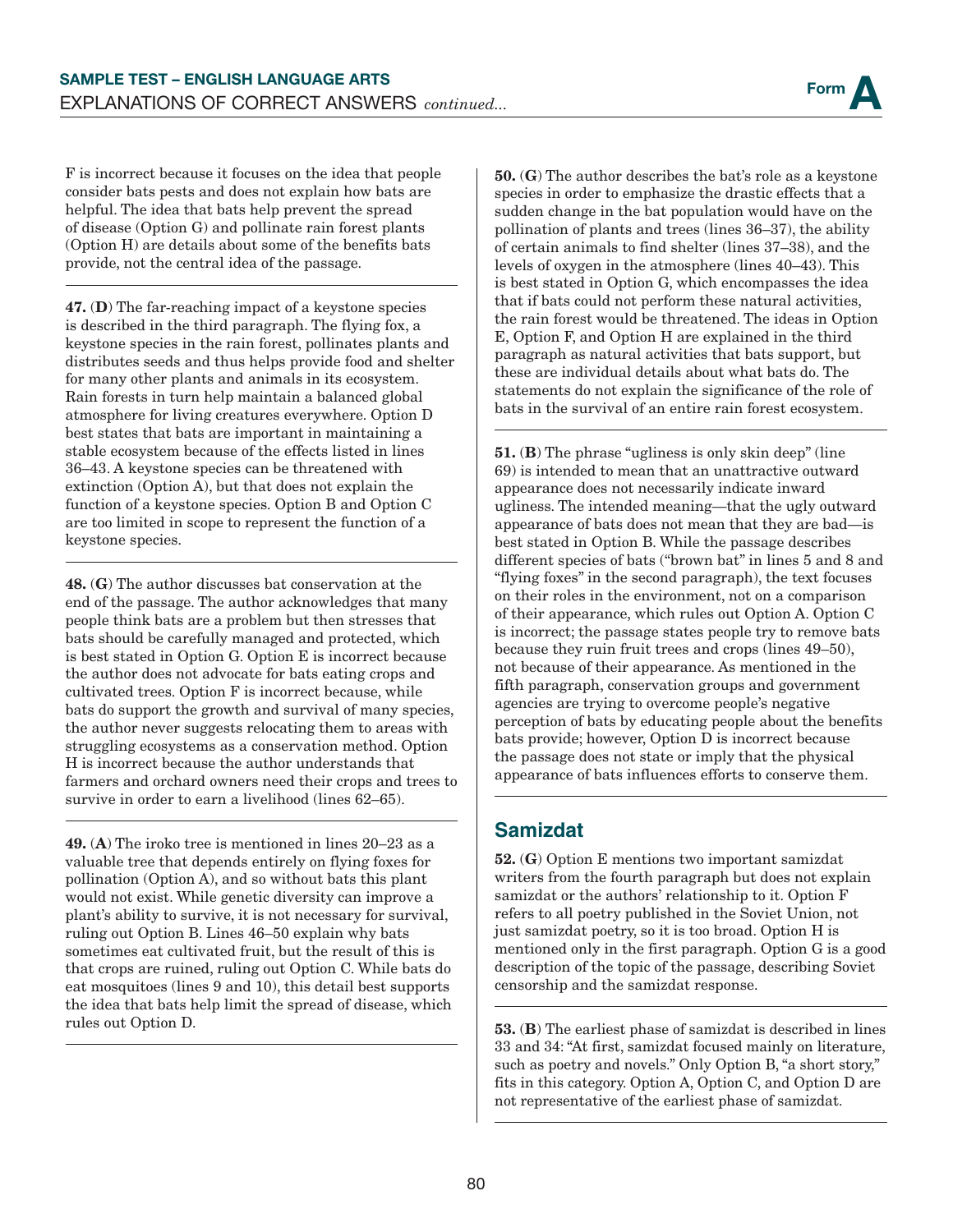F is incorrect because it focuses on the idea that people consider bats pests and does not explain how bats are helpful. The idea that bats help prevent the spread of disease (Option G) and pollinate rain forest plants (Option H) are details about some of the benefits bats provide, not the central idea of the passage.

**47.** (**D**) The far-reaching impact of a keystone species is described in the third paragraph. The flying fox, a keystone species in the rain forest, pollinates plants and distributes seeds and thus helps provide food and shelter for many other plants and animals in its ecosystem. Rain forests in turn help maintain a balanced global atmosphere for living creatures everywhere. Option D best states that bats are important in maintaining a stable ecosystem because of the effects listed in lines 36–43. A keystone species can be threatened with extinction (Option A), but that does not explain the function of a keystone species. Option B and Option C are too limited in scope to represent the function of a keystone species.

**48.** (**G**) The author discusses bat conservation at the end of the passage. The author acknowledges that many people think bats are a problem but then stresses that bats should be carefully managed and protected, which is best stated in Option G. Option E is incorrect because the author does not advocate for bats eating crops and cultivated trees. Option F is incorrect because, while bats do support the growth and survival of many species, the author never suggests relocating them to areas with struggling ecosystems as a conservation method. Option H is incorrect because the author understands that farmers and orchard owners need their crops and trees to survive in order to earn a livelihood (lines 62–65).

**49.** (**A**) The iroko tree is mentioned in lines 20–23 as a valuable tree that depends entirely on flying foxes for pollination (Option A), and so without bats this plant would not exist. While genetic diversity can improve a plant's ability to survive, it is not necessary for survival, ruling out Option B. Lines 46–50 explain why bats sometimes eat cultivated fruit, but the result of this is that crops are ruined, ruling out Option C. While bats do eat mosquitoes (lines 9 and 10), this detail best supports the idea that bats help limit the spread of disease, which rules out Option D.

**50.** (**G**) The author describes the bat's role as a keystone species in order to emphasize the drastic effects that a sudden change in the bat population would have on the pollination of plants and trees (lines 36–37), the ability of certain animals to find shelter (lines 37–38), and the levels of oxygen in the atmosphere (lines 40–43). This is best stated in Option G, which encompasses the idea that if bats could not perform these natural activities, the rain forest would be threatened. The ideas in Option E, Option F, and Option H are explained in the third paragraph as natural activities that bats support, but these are individual details about what bats do. The statements do not explain the significance of the role of bats in the survival of an entire rain forest ecosystem.

**51.** (**B**) The phrase "ugliness is only skin deep" (line 69) is intended to mean that an unattractive outward appearance does not necessarily indicate inward ugliness. The intended meaning—that the ugly outward appearance of bats does not mean that they are bad—is best stated in Option B. While the passage describes different species of bats ("brown bat" in lines 5 and 8 and "flying foxes" in the second paragraph), the text focuses on their roles in the environment, not on a comparison of their appearance, which rules out Option A. Option C is incorrect; the passage states people try to remove bats because they ruin fruit trees and crops (lines 49–50), not because of their appearance. As mentioned in the fifth paragraph, conservation groups and government agencies are trying to overcome people's negative perception of bats by educating people about the benefits bats provide; however, Option D is incorrect because the passage does not state or imply that the physical appearance of bats influences efforts to conserve them.

## Samizdat

**52.** (**G**) Option E mentions two important samizdat writers from the fourth paragraph but does not explain samizdat or the authors' relationship to it. Option F refers to all poetry published in the Soviet Union, not just samizdat poetry, so it is too broad. Option H is mentioned only in the first paragraph. Option G is a good description of the topic of the passage, describing Soviet censorship and the samizdat response.

**53.** (**B**) The earliest phase of samizdat is described in lines 33 and 34: "At first, samizdat focused mainly on literature, such as poetry and novels." Only Option B, "a short story," fits in this category. Option A, Option C, and Option D are not representative of the earliest phase of samizdat.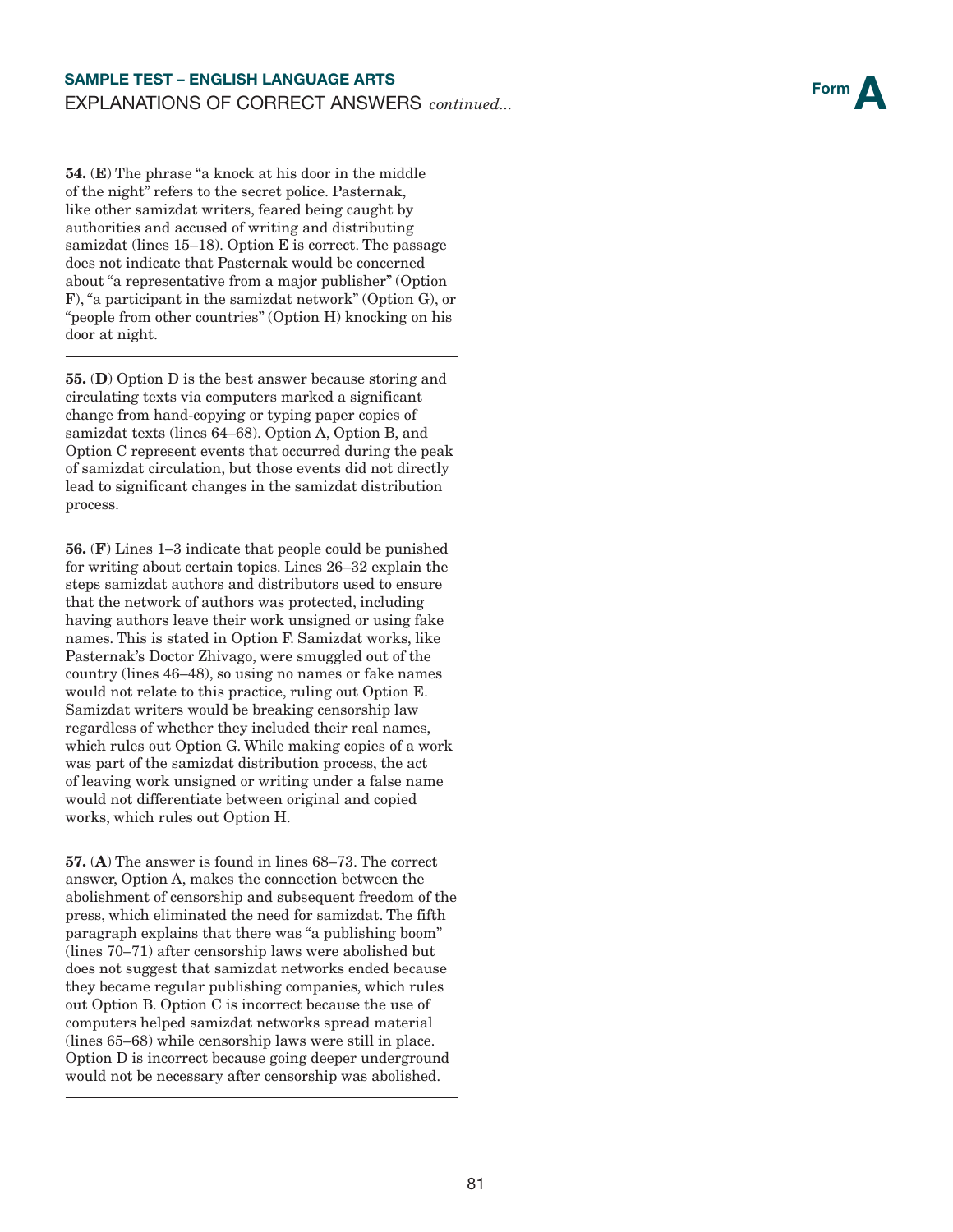**54.** (**E**) The phrase "a knock at his door in the middle of the night" refers to the secret police. Pasternak, like other samizdat writers, feared being caught by authorities and accused of writing and distributing samizdat (lines 15–18). Option E is correct. The passage does not indicate that Pasternak would be concerned about "a representative from a major publisher" (Option F), "a participant in the samizdat network" (Option G), or "people from other countries" (Option H) knocking on his door at night.

**55.** (**D**) Option D is the best answer because storing and circulating texts via computers marked a significant change from hand-copying or typing paper copies of samizdat texts (lines 64–68). Option A, Option B, and Option C represent events that occurred during the peak of samizdat circulation, but those events did not directly lead to significant changes in the samizdat distribution process.

**56.** (**F**) Lines 1–3 indicate that people could be punished for writing about certain topics. Lines 26–32 explain the steps samizdat authors and distributors used to ensure that the network of authors was protected, including having authors leave their work unsigned or using fake names. This is stated in Option F. Samizdat works, like Pasternak's Doctor Zhivago, were smuggled out of the country (lines 46–48), so using no names or fake names would not relate to this practice, ruling out Option E. Samizdat writers would be breaking censorship law regardless of whether they included their real names, which rules out Option G. While making copies of a work was part of the samizdat distribution process, the act of leaving work unsigned or writing under a false name would not differentiate between original and copied works, which rules out Option H.

**57.** (**A**) The answer is found in lines 68–73. The correct answer, Option A, makes the connection between the abolishment of censorship and subsequent freedom of the press, which eliminated the need for samizdat. The fifth paragraph explains that there was "a publishing boom" (lines 70–71) after censorship laws were abolished but does not suggest that samizdat networks ended because they became regular publishing companies, which rules out Option B. Option C is incorrect because the use of computers helped samizdat networks spread material (lines 65–68) while censorship laws were still in place. Option D is incorrect because going deeper underground would not be necessary after censorship was abolished.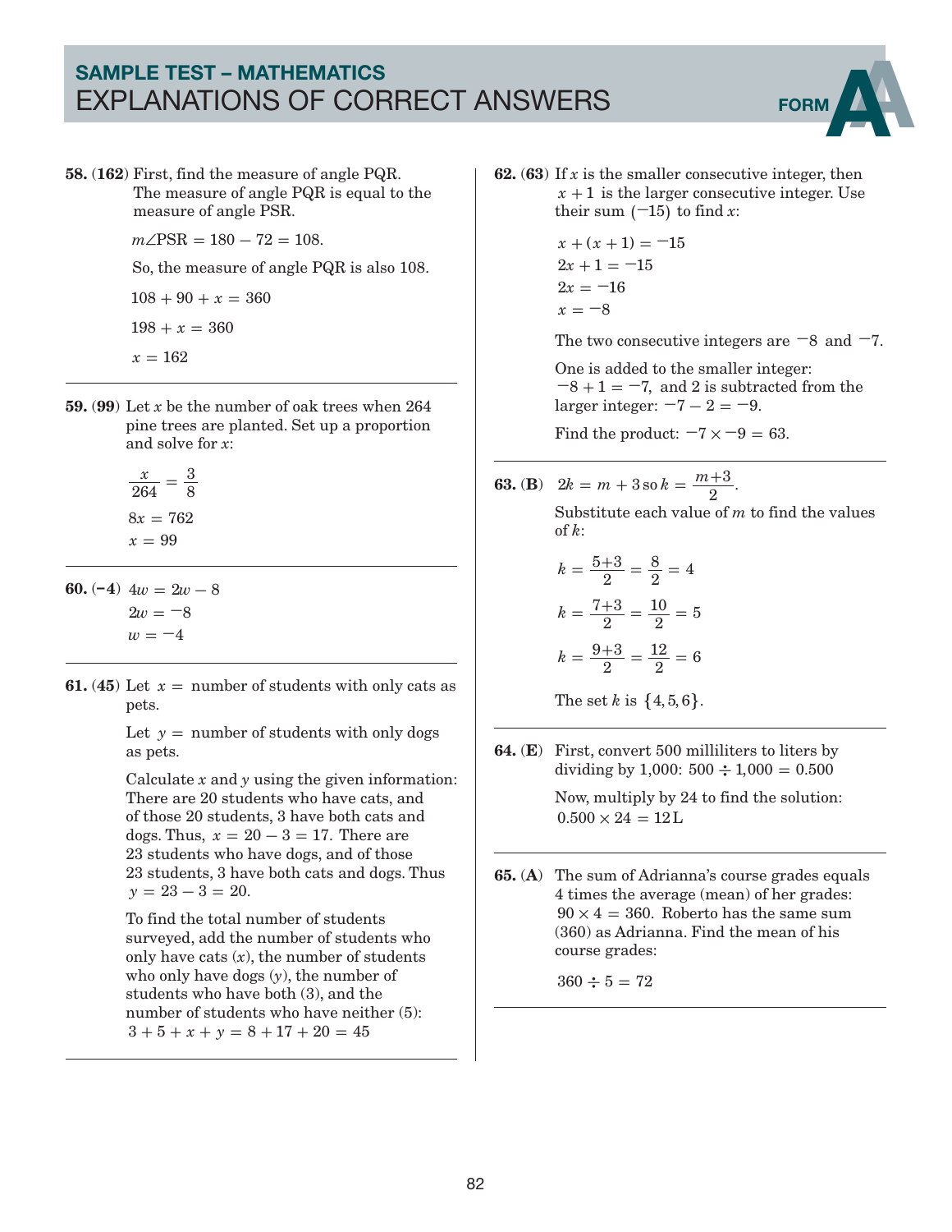## SAMPLE TEST – MATHEMATICS
# EXPLANATIONS OF CORRECT ANSWERS

FORM A

**58.** (**162**) First, find the measure of angle PQR. The measure of angle PQR is equal to the measure of angle PSR.

$m\angle PSR = 180 - 72 = 108.$

So, the measure of angle PQR is also 108.

$108 + 90 + x = 360$

$198 + x = 360$

$x = 162$

---

**59.** (**99**) Let $x$ be the number of oak trees when 264 pine trees are planted. Set up a proportion and solve for $x$:

$\frac{x}{264} = \frac{3}{8}$

$8x = 762$

$x = 99$

---

**60.** (**−4**) $4w = 2w - 8$

$2w = -8$

$w = -4$

---

**61.** (**45**) Let $x =$ number of students with only cats as pets.

Let $y =$ number of students with only dogs as pets.

Calculate $x$ and $y$ using the given information: There are 20 students who have cats, and of those 20 students, 3 have both cats and dogs. Thus, $x = 20 - 3 = 17$. There are 23 students who have dogs, and of those 23 students, 3 have both cats and dogs. Thus $y = 23 - 3 = 20$.

To find the total number of students surveyed, add the number of students who only have cats ($x$), the number of students who only have dogs ($y$), the number of students who have both (3), and the number of students who have neither (5): $3 + 5 + x + y = 8 + 17 + 20 = 45$

---

**62.** (**63**) If $x$ is the smaller consecutive integer, then $x + 1$ is the larger consecutive integer. Use their sum $(-15)$ to find $x$:

$x + (x + 1) = -15$

$2x + 1 = -15$

$2x = -16$

$x = -8$

The two consecutive integers are $-8$ and $-7$.

One is added to the smaller integer: $-8 + 1 = -7$, and 2 is subtracted from the larger integer: $-7 - 2 = -9$.

Find the product: $-7 \times -9 = 63$.

---

**63.** (**B**) $2k = m + 3$ so $k = \frac{m+3}{2}$.

Substitute each value of $m$ to find the values of $k$:

$k = \frac{5+3}{2} = \frac{8}{2} = 4$

$k = \frac{7+3}{2} = \frac{10}{2} = 5$

$k = \frac{9+3}{2} = \frac{12}{2} = 6$

The set $k$ is $\{4, 5, 6\}$.

---

**64.** (**E**) First, convert 500 milliliters to liters by dividing by 1,000: $500 \div 1{,}000 = 0.500$

Now, multiply by 24 to find the solution: $0.500 \times 24 = 12\,\text{L}$

---

**65.** (**A**) The sum of Adrianna's course grades equals 4 times the average (mean) of her grades: $90 \times 4 = 360$. Roberto has the same sum (360) as Adrianna. Find the mean of his course grades:

$360 \div 5 = 72$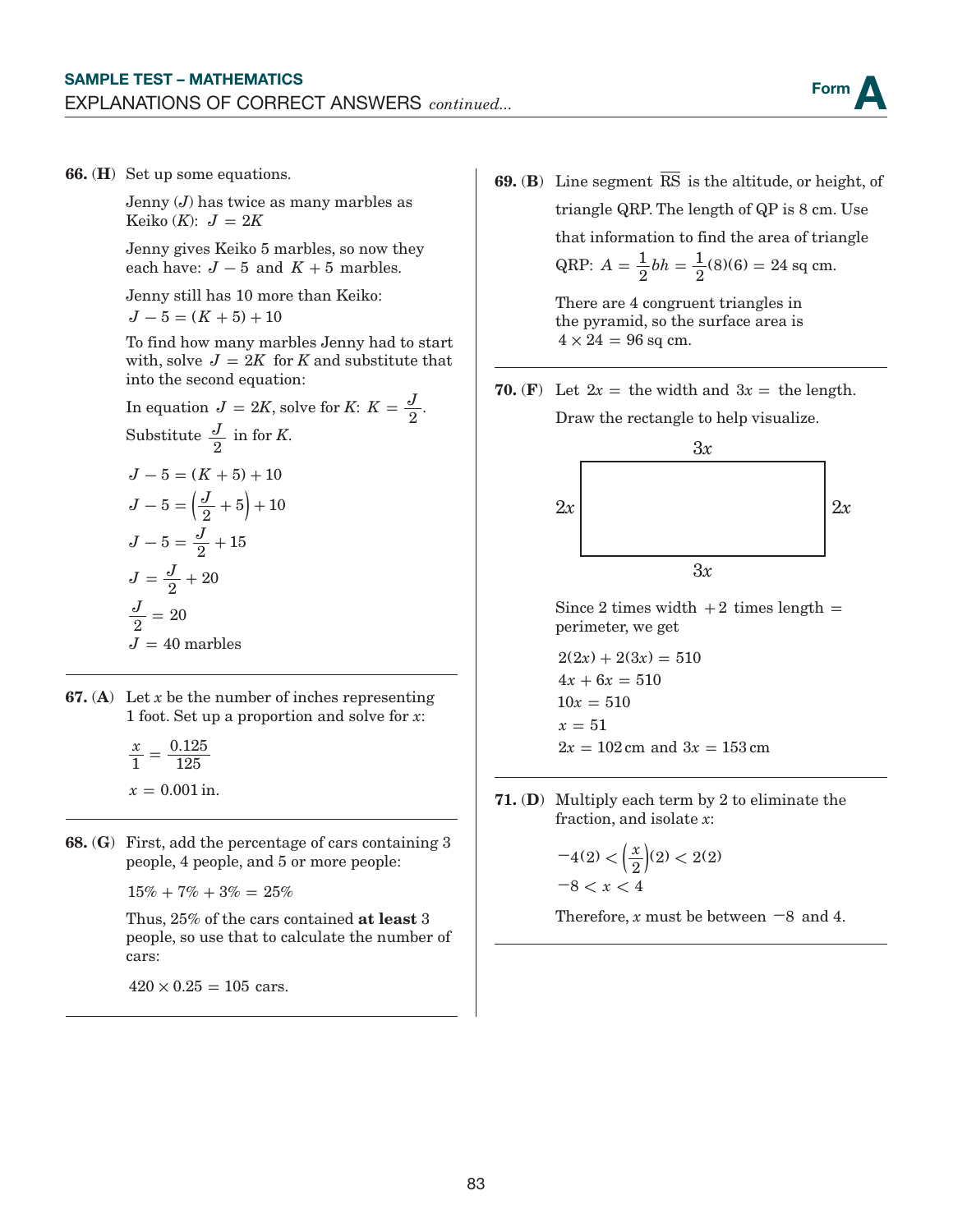**66. (H)** Set up some equations.

Jenny ($J$) has twice as many marbles as Keiko ($K$): $J = 2K$

Jenny gives Keiko 5 marbles, so now they each have: $J - 5$ and $K + 5$ marbles.

Jenny still has 10 more than Keiko:
$J - 5 = (K + 5) + 10$

To find how many marbles Jenny had to start with, solve $J = 2K$ for $K$ and substitute that into the second equation:

In equation $J = 2K$, solve for $K$: $K = \frac{J}{2}$.
Substitute $\frac{J}{2}$ in for $K$.

$$J - 5 = (K + 5) + 10$$
$$J - 5 = \left(\frac{J}{2} + 5\right) + 10$$
$$J - 5 = \frac{J}{2} + 15$$
$$J = \frac{J}{2} + 20$$
$$\frac{J}{2} = 20$$
$$J = 40 \text{ marbles}$$

---

**67. (A)** Let $x$ be the number of inches representing 1 foot. Set up a proportion and solve for $x$:

$$\frac{x}{1} = \frac{0.125}{125}$$
$$x = 0.001 \text{ in.}$$

---

**68. (G)** First, add the percentage of cars containing 3 people, 4 people, and 5 or more people:

$15\% + 7\% + 3\% = 25\%$

Thus, 25% of the cars contained **at least** 3 people, so use that to calculate the number of cars:

$420 \times 0.25 = 105$ cars.

---

**69. (B)** Line segment $\overline{RS}$ is the altitude, or height, of triangle QRP. The length of QP is 8 cm. Use that information to find the area of triangle QRP: $A = \frac{1}{2}bh = \frac{1}{2}(8)(6) = 24$ sq cm.

There are 4 congruent triangles in the pyramid, so the surface area is $4 \times 24 = 96$ sq cm.

---

**70. (F)** Let $2x =$ the width and $3x =$ the length.
Draw the rectangle to help visualize.

(Rectangle with top and bottom sides labeled $3x$ and left and right sides labeled $2x$.)

Since 2 times width $+ 2$ times length $=$ perimeter, we get

$$2(2x) + 2(3x) = 510$$
$$4x + 6x = 510$$
$$10x = 510$$
$$x = 51$$
$$2x = 102 \text{ cm and } 3x = 153 \text{ cm}$$

---

**71. (D)** Multiply each term by 2 to eliminate the fraction, and isolate $x$:

$$-4(2) < \left(\frac{x}{2}\right)(2) < 2(2)$$
$$-8 < x < 4$$

Therefore, $x$ must be between $-8$ and 4.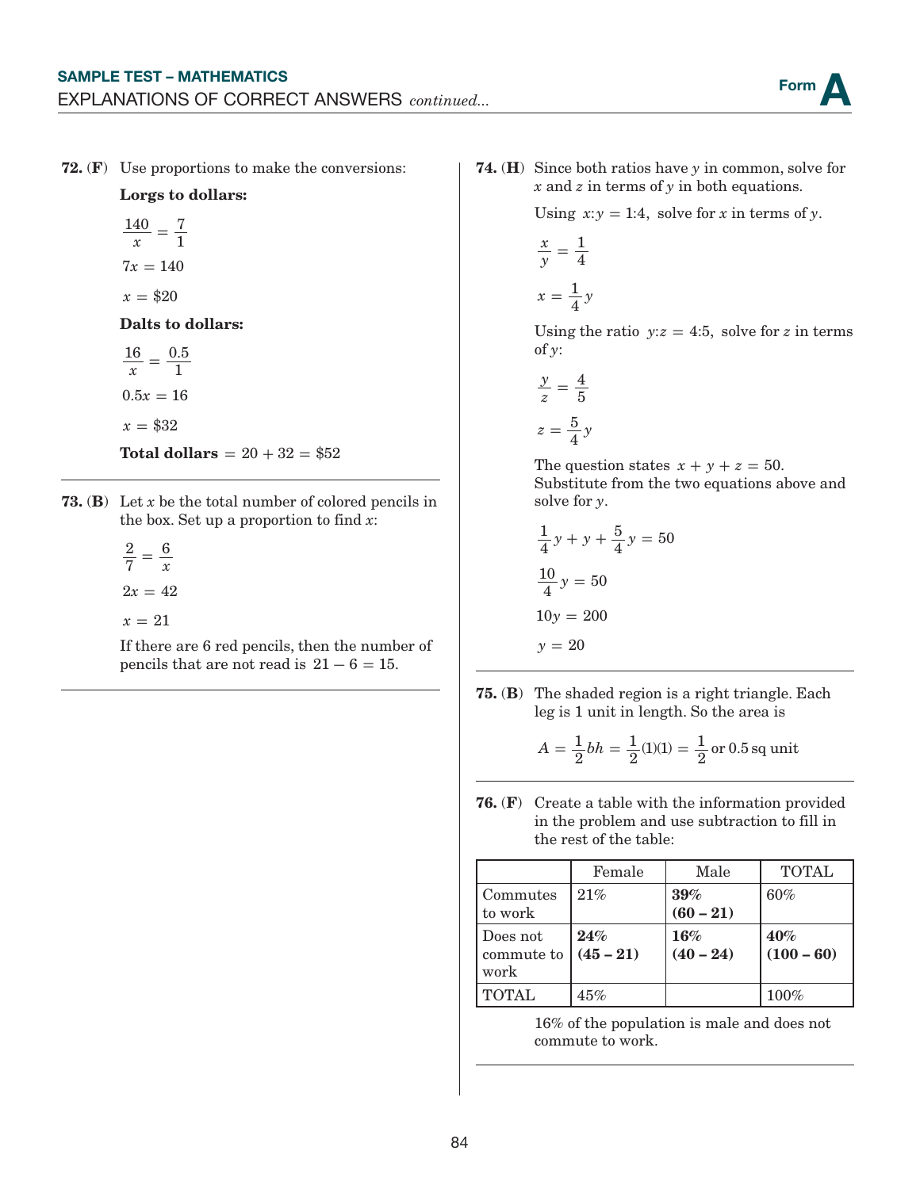**72. (F)** Use proportions to make the conversions:

**Lorgs to dollars:**

$$\frac{140}{x} = \frac{7}{1}$$

$$7x = 140$$

$$x = \$20$$

**Dalts to dollars:**

$$\frac{16}{x} = \frac{0.5}{1}$$

$$0.5x = 16$$

$$x = \$32$$

**Total dollars** $= 20 + 32 = \$52$

---

**73. (B)** Let $x$ be the total number of colored pencils in the box. Set up a proportion to find $x$:

$$\frac{2}{7} = \frac{6}{x}$$

$$2x = 42$$

$$x = 21$$

If there are 6 red pencils, then the number of pencils that are not read is $21 - 6 = 15$.

---

**74. (H)** Since both ratios have $y$ in common, solve for $x$ and $z$ in terms of $y$ in both equations.

Using $x{:}y = 1{:}4$, solve for $x$ in terms of $y$.

$$\frac{x}{y} = \frac{1}{4}$$

$$x = \frac{1}{4}y$$

Using the ratio $y{:}z = 4{:}5$, solve for $z$ in terms of $y$:

$$\frac{y}{z} = \frac{4}{5}$$

$$z = \frac{5}{4}y$$

The question states $x + y + z = 50$. Substitute from the two equations above and solve for $y$.

$$\frac{1}{4}y + y + \frac{5}{4}y = 50$$

$$\frac{10}{4}y = 50$$

$$10y = 200$$

$$y = 20$$

---

**75. (B)** The shaded region is a right triangle. Each leg is 1 unit in length. So the area is

$$A = \frac{1}{2}bh = \frac{1}{2}(1)(1) = \frac{1}{2} \text{ or } 0.5 \text{ sq unit}$$

---

**76. (F)** Create a table with the information provided in the problem and use subtraction to fill in the rest of the table:

| | Female | Male | TOTAL |
|---|---|---|---|
| Commutes to work | 21% | **39% (60 – 21)** | 60% |
| Does not commute to work | **24% (45 – 21)** | **16% (40 – 24)** | **40% (100 – 60)** |
| TOTAL | 45% | | 100% |

16% of the population is male and does not commute to work.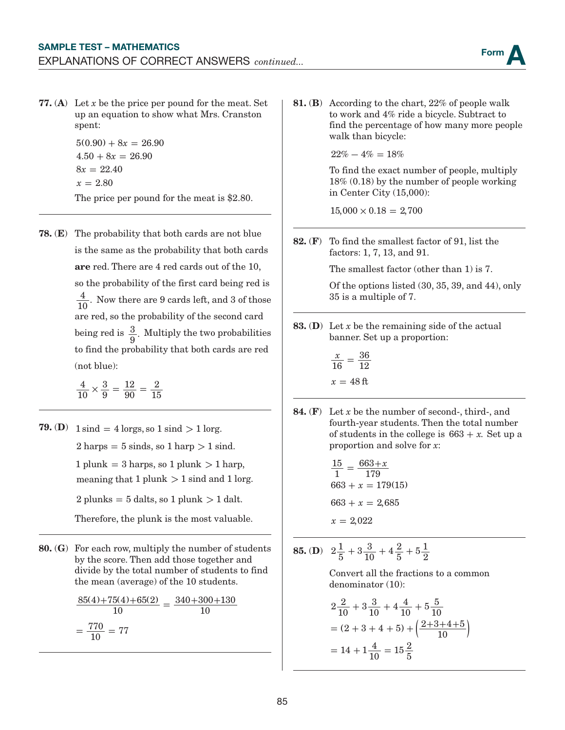**77. (A)** Let $x$ be the price per pound for the meat. Set up an equation to show what Mrs. Cranston spent:

$$5(0.90) + 8x = 26.90$$
$$4.50 + 8x = 26.90$$
$$8x = 22.40$$
$$x = 2.80$$

The price per pound for the meat is $2.80.

---

**78. (E)** The probability that both cards are not blue is the same as the probability that both cards **are** red. There are 4 red cards out of the 10, so the probability of the first card being red is $\frac{4}{10}$. Now there are 9 cards left, and 3 of those are red, so the probability of the second card being red is $\frac{3}{9}$. Multiply the two probabilities to find the probability that both cards are red (not blue):

$$\frac{4}{10} \times \frac{3}{9} = \frac{12}{90} = \frac{2}{15}$$

---

**79. (D)** $1 \text{ sind} = 4 \text{ lorgs}$, so $1 \text{ sind} > 1 \text{ lorg}$.

$2 \text{ harps} = 5 \text{ sinds}$, so $1 \text{ harp} > 1 \text{ sind}$.

$1 \text{ plunk} = 3 \text{ harps}$, so $1 \text{ plunk} > 1 \text{ harp}$, meaning that $1 \text{ plunk} > 1 \text{ sind}$ and $1 \text{ lorg}$.

$2 \text{ plunks} = 5 \text{ dalts}$, so $1 \text{ plunk} > 1 \text{ dalt}$.

Therefore, the plunk is the most valuable.

---

**80. (G)** For each row, multiply the number of students by the score. Then add those together and divide by the total number of students to find the mean (average) of the 10 students.

$$\frac{85(4)+75(4)+65(2)}{10} = \frac{340+300+130}{10}$$
$$= \frac{770}{10} = 77$$

---

**81. (B)** According to the chart, 22% of people walk to work and 4% ride a bicycle. Subtract to find the percentage of how many more people walk than bicycle:

$$22\% - 4\% = 18\%$$

To find the exact number of people, multiply 18% (0.18) by the number of people working in Center City (15,000):

$$15{,}000 \times 0.18 = 2{,}700$$

---

**82. (F)** To find the smallest factor of 91, list the factors: 1, 7, 13, and 91.

The smallest factor (other than 1) is 7.

Of the options listed (30, 35, 39, and 44), only 35 is a multiple of 7.

---

**83. (D)** Let $x$ be the remaining side of the actual banner. Set up a proportion:

$$\frac{x}{16} = \frac{36}{12}$$
$$x = 48 \text{ ft}$$

---

**84. (F)** Let $x$ be the number of second-, third-, and fourth-year students. Then the total number of students in the college is $663 + x$. Set up a proportion and solve for $x$:

$$\frac{15}{1} = \frac{663+x}{179}$$
$$663 + x = 179(15)$$
$$663 + x = 2{,}685$$
$$x = 2{,}022$$

---

**85. (D)** $2\frac{1}{5} + 3\frac{3}{10} + 4\frac{2}{5} + 5\frac{1}{2}$

Convert all the fractions to a common denominator (10):

$$2\frac{2}{10} + 3\frac{3}{10} + 4\frac{4}{10} + 5\frac{5}{10}$$
$$= (2 + 3 + 4 + 5) + \left(\frac{2+3+4+5}{10}\right)$$
$$= 14 + 1\frac{4}{10} = 15\frac{2}{5}$$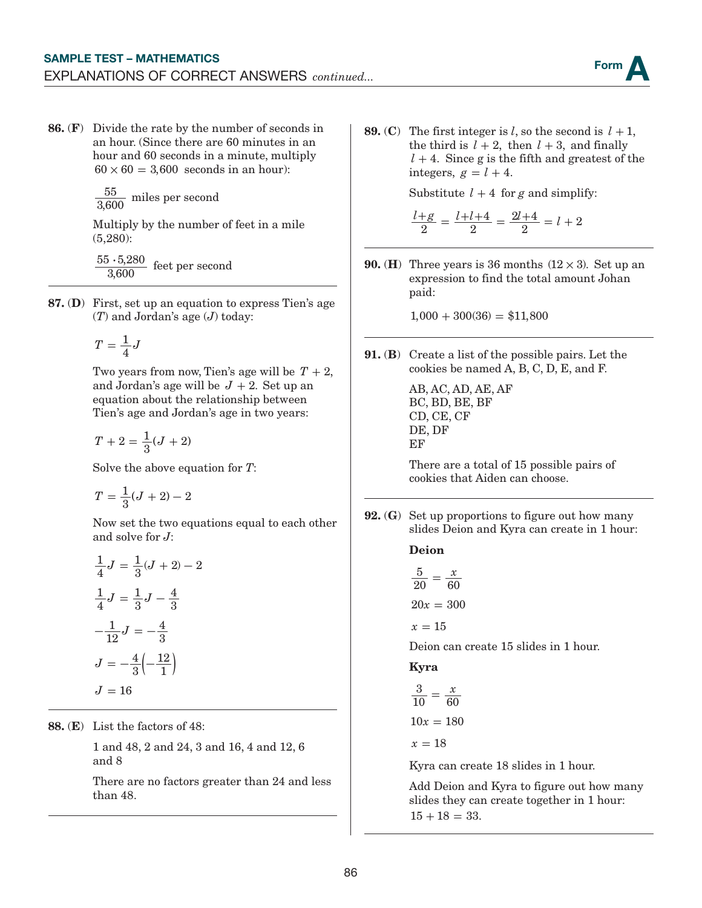**86. (F)** Divide the rate by the number of seconds in an hour. (Since there are 60 minutes in an hour and 60 seconds in a minute, multiply $60 \times 60 = 3{,}600$ seconds in an hour):

$\frac{55}{3{,}600}$ miles per second

Multiply by the number of feet in a mile (5,280):

$\frac{55 \cdot 5{,}280}{3{,}600}$ feet per second

---

**87. (D)** First, set up an equation to express Tien's age ($T$) and Jordan's age ($J$) today:

$$T = \frac{1}{4}J$$

Two years from now, Tien's age will be $T + 2$, and Jordan's age will be $J + 2$. Set up an equation about the relationship between Tien's age and Jordan's age in two years:

$$T + 2 = \frac{1}{3}(J + 2)$$

Solve the above equation for $T$:

$$T = \frac{1}{3}(J + 2) - 2$$

Now set the two equations equal to each other and solve for $J$:

$$\frac{1}{4}J = \frac{1}{3}(J + 2) - 2$$

$$\frac{1}{4}J = \frac{1}{3}J - \frac{4}{3}$$

$$-\frac{1}{12}J = -\frac{4}{3}$$

$$J = -\frac{4}{3}\left(-\frac{12}{1}\right)$$

$$J = 16$$

---

**88. (E)** List the factors of 48:

1 and 48, 2 and 24, 3 and 16, 4 and 12, 6 and 8

There are no factors greater than 24 and less than 48.

---

**89. (C)** The first integer is $l$, so the second is $l + 1$, the third is $l + 2$, then $l + 3$, and finally $l + 4$. Since g is the fifth and greatest of the integers, $g = l + 4$.

Substitute $l + 4$ for $g$ and simplify:

$$\frac{l+g}{2} = \frac{l+l+4}{2} = \frac{2l+4}{2} = l + 2$$

---

**90. (H)** Three years is 36 months $(12 \times 3)$. Set up an expression to find the total amount Johan paid:

$1{,}000 + 300(36) = \$11{,}800$

---

**91. (B)** Create a list of the possible pairs. Let the cookies be named A, B, C, D, E, and F.

AB, AC, AD, AE, AF  
BC, BD, BE, BF  
CD, CE, CF  
DE, DF  
EF

There are a total of 15 possible pairs of cookies that Aiden can choose.

---

**92. (G)** Set up proportions to figure out how many slides Deion and Kyra can create in 1 hour:

**Deion**

$$\frac{5}{20} = \frac{x}{60}$$

$$20x = 300$$

$$x = 15$$

Deion can create 15 slides in 1 hour.

**Kyra**

$$\frac{3}{10} = \frac{x}{60}$$

$$10x = 180$$

$$x = 18$$

Kyra can create 18 slides in 1 hour.

Add Deion and Kyra to figure out how many slides they can create together in 1 hour: $15 + 18 = 33$.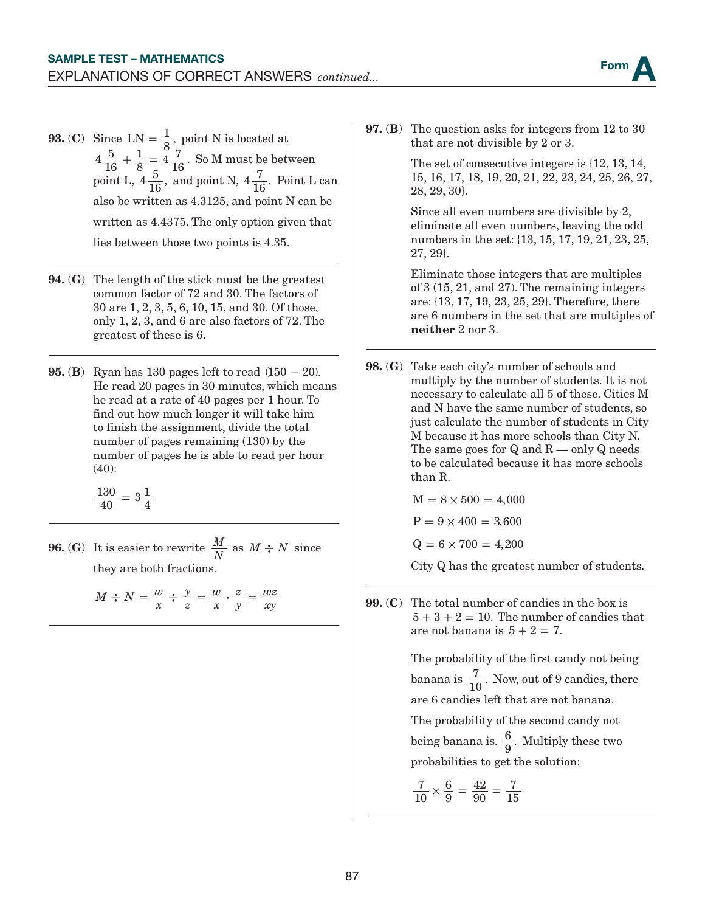**93. (C)** Since $LN = \frac{1}{8}$, point N is located at $4\frac{5}{16} + \frac{1}{8} = 4\frac{7}{16}$. So M must be between point L, $4\frac{5}{16}$, and point N, $4\frac{7}{16}$. Point L can also be written as 4.3125, and point N can be written as 4.4375. The only option given that lies between those two points is 4.35.

---

**94. (G)** The length of the stick must be the greatest common factor of 72 and 30. The factors of 30 are 1, 2, 3, 5, 6, 10, 15, and 30. Of those, only 1, 2, 3, and 6 are also factors of 72. The greatest of these is 6.

---

**95. (B)** Ryan has 130 pages left to read $(150 - 20)$. He read 20 pages in 30 minutes, which means he read at a rate of 40 pages per 1 hour. To find out how much longer it will take him to finish the assignment, divide the total number of pages remaining (130) by the number of pages he is able to read per hour (40):

$$\frac{130}{40} = 3\frac{1}{4}$$

---

**96. (G)** It is easier to rewrite $\frac{M}{N}$ as $M \div N$ since they are both fractions.

$$M \div N = \frac{w}{x} \div \frac{y}{z} = \frac{w}{x} \cdot \frac{z}{y} = \frac{wz}{xy}$$

---

**97. (B)** The question asks for integers from 12 to 30 that are not divisible by 2 or 3.

The set of consecutive integers is {12, 13, 14, 15, 16, 17, 18, 19, 20, 21, 22, 23, 24, 25, 26, 27, 28, 29, 30}.

Since all even numbers are divisible by 2, eliminate all even numbers, leaving the odd numbers in the set: {13, 15, 17, 19, 21, 23, 25, 27, 29}.

Eliminate those integers that are multiples of 3 (15, 21, and 27). The remaining integers are: {13, 17, 19, 23, 25, 29}. Therefore, there are 6 numbers in the set that are multiples of **neither** 2 nor 3.

---

**98. (G)** Take each city's number of schools and multiply by the number of students. It is not necessary to calculate all 5 of these. Cities M and N have the same number of students, so just calculate the number of students in City M because it has more schools than City N. The same goes for Q and R — only Q needs to be calculated because it has more schools than R.

$M = 8 \times 500 = 4{,}000$

$P = 9 \times 400 = 3{,}600$

$Q = 6 \times 700 = 4{,}200$

City Q has the greatest number of students.

---

**99. (C)** The total number of candies in the box is $5 + 3 + 2 = 10$. The number of candies that are not banana is $5 + 2 = 7$.

The probability of the first candy not being banana is $\frac{7}{10}$. Now, out of 9 candies, there are 6 candies left that are not banana. The probability of the second candy not being banana is. $\frac{6}{9}$. Multiply these two probabilities to get the solution:

$$\frac{7}{10} \times \frac{6}{9} = \frac{42}{90} = \frac{7}{15}$$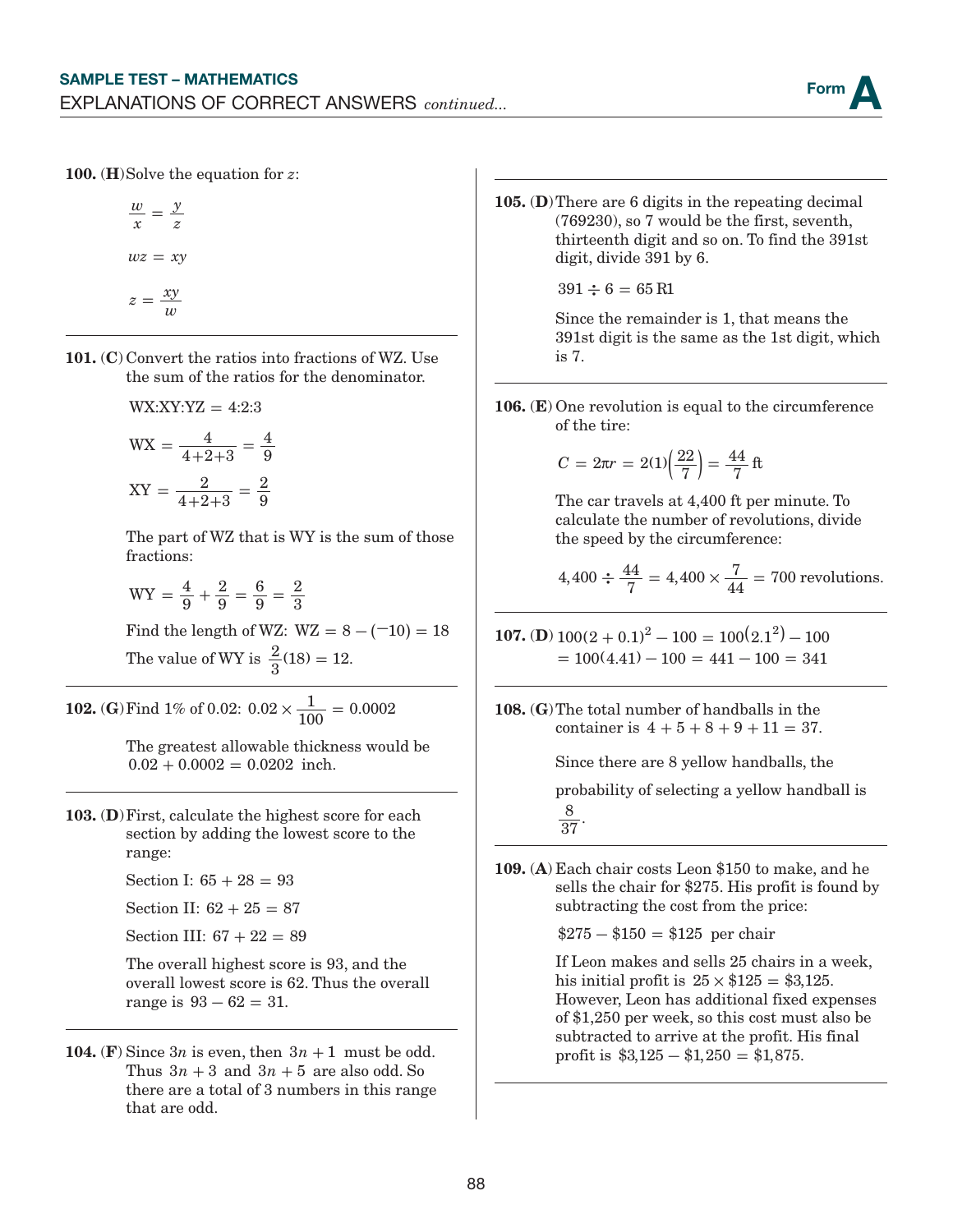**100. (H)** Solve the equation for $z$:

$$\frac{w}{x} = \frac{y}{z}$$

$$wz = xy$$

$$z = \frac{xy}{w}$$

---

**101. (C)** Convert the ratios into fractions of WZ. Use the sum of the ratios for the denominator.

WX:XY:YZ = 4:2:3

$$\text{WX} = \frac{4}{4+2+3} = \frac{4}{9}$$

$$\text{XY} = \frac{2}{4+2+3} = \frac{2}{9}$$

The part of WZ that is WY is the sum of those fractions:

$$\text{WY} = \frac{4}{9} + \frac{2}{9} = \frac{6}{9} = \frac{2}{3}$$

Find the length of WZ: $\text{WZ} = 8 - (^{-}10) = 18$

The value of WY is $\frac{2}{3}(18) = 12$.

---

**102. (G)** Find 1% of 0.02: $0.02 \times \frac{1}{100} = 0.0002$

The greatest allowable thickness would be $0.02 + 0.0002 = 0.0202$ inch.

---

**103. (D)** First, calculate the highest score for each section by adding the lowest score to the range:

Section I: $65 + 28 = 93$

Section II: $62 + 25 = 87$

Section III: $67 + 22 = 89$

The overall highest score is 93, and the overall lowest score is 62. Thus the overall range is $93 - 62 = 31$.

---

**104. (F)** Since $3n$ is even, then $3n + 1$ must be odd. Thus $3n + 3$ and $3n + 5$ are also odd. So there are a total of 3 numbers in this range that are odd.

---

**105. (D)** There are 6 digits in the repeating decimal (769230), so 7 would be the first, seventh, thirteenth digit and so on. To find the 391st digit, divide 391 by 6.

$391 \div 6 = 65\,\text{R}1$

Since the remainder is 1, that means the 391st digit is the same as the 1st digit, which is 7.

---

**106. (E)** One revolution is equal to the circumference of the tire:

$$C = 2\pi r = 2(1)\left(\frac{22}{7}\right) = \frac{44}{7}\text{ ft}$$

The car travels at 4,400 ft per minute. To calculate the number of revolutions, divide the speed by the circumference:

$$4{,}400 \div \frac{44}{7} = 4{,}400 \times \frac{7}{44} = 700 \text{ revolutions.}$$

---

**107. (D)** $100(2 + 0.1)^2 - 100 = 100(2.1^2) - 100$
$= 100(4.41) - 100 = 441 - 100 = 341$

---

**108. (G)** The total number of handballs in the container is $4 + 5 + 8 + 8 + 9 + 11 = 37$.

Since there are 8 yellow handballs, the probability of selecting a yellow handball is $\frac{8}{37}$.

---

**109. (A)** Each chair costs Leon \$150 to make, and he sells the chair for \$275. His profit is found by subtracting the cost from the price:

$\$275 - \$150 = \$125$ per chair

If Leon makes and sells 25 chairs in a week, his initial profit is $25 \times \$125 = \$3{,}125$. However, Leon has additional fixed expenses of \$1,250 per week, so this cost must also be subtracted to arrive at the profit. His final profit is $\$3{,}125 - \$1{,}250 = \$1{,}875$.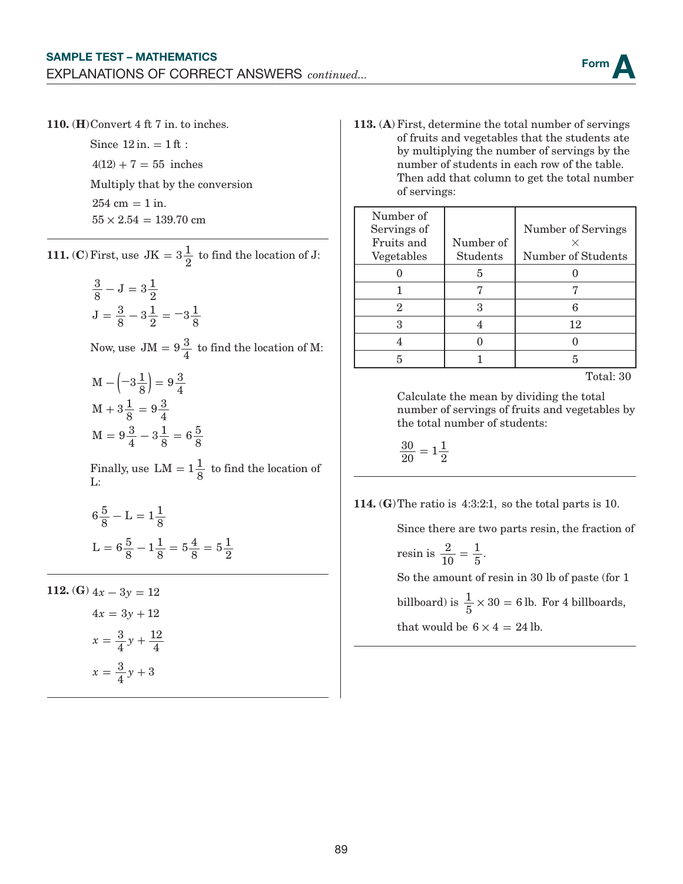**110. (H)** Convert 4 ft 7 in. to inches.

Since $12\text{ in.} = 1\text{ ft}$ :

$4(12) + 7 = 55$ inches

Multiply that by the conversion

$254\text{ cm} = 1\text{ in.}$

$55 \times 2.54 = 139.70\text{ cm}$

---

**111. (C)** First, use $\text{JK} = 3\frac{1}{2}$ to find the location of J:

$$\frac{3}{8} - \text{J} = 3\frac{1}{2}$$

$$\text{J} = \frac{3}{8} - 3\frac{1}{2} = -3\frac{1}{8}$$

Now, use $\text{JM} = 9\frac{3}{4}$ to find the location of M:

$$\text{M} - \left(-3\frac{1}{8}\right) = 9\frac{3}{4}$$

$$\text{M} + 3\frac{1}{8} = 9\frac{3}{4}$$

$$\text{M} = 9\frac{3}{4} - 3\frac{1}{8} = 6\frac{5}{8}$$

Finally, use $\text{LM} = 1\frac{1}{8}$ to find the location of L:

$$6\frac{5}{8} - \text{L} = 1\frac{1}{8}$$

$$\text{L} = 6\frac{5}{8} - 1\frac{1}{8} = 5\frac{4}{8} = 5\frac{1}{2}$$

---

**112. (G)**

$$4x - 3y = 12$$

$$4x = 3y + 12$$

$$x = \frac{3}{4}y + \frac{12}{4}$$

$$x = \frac{3}{4}y + 3$$

---

**113. (A)** First, determine the total number of servings of fruits and vegetables that the students ate by multiplying the number of servings by the number of students in each row of the table. Then add that column to get the total number of servings:

| Number of Servings of Fruits and Vegetables | Number of Students | Number of Servings × Number of Students |
|---|---|---|
| 0 | 5 | 0 |
| 1 | 7 | 7 |
| 2 | 3 | 6 |
| 3 | 4 | 12 |
| 4 | 0 | 0 |
| 5 | 1 | 5 |

Total: 30

Calculate the mean by dividing the total number of servings of fruits and vegetables by the total number of students:

$$\frac{30}{20} = 1\frac{1}{2}$$

---

**114. (G)** The ratio is 4:3:2:1, so the total parts is 10.

Since there are two parts resin, the fraction of resin is $\frac{2}{10} = \frac{1}{5}$.

So the amount of resin in 30 lb of paste (for 1 billboard) is $\frac{1}{5} \times 30 = 6\text{ lb}$. For 4 billboards, that would be $6 \times 4 = 24\text{ lb}$.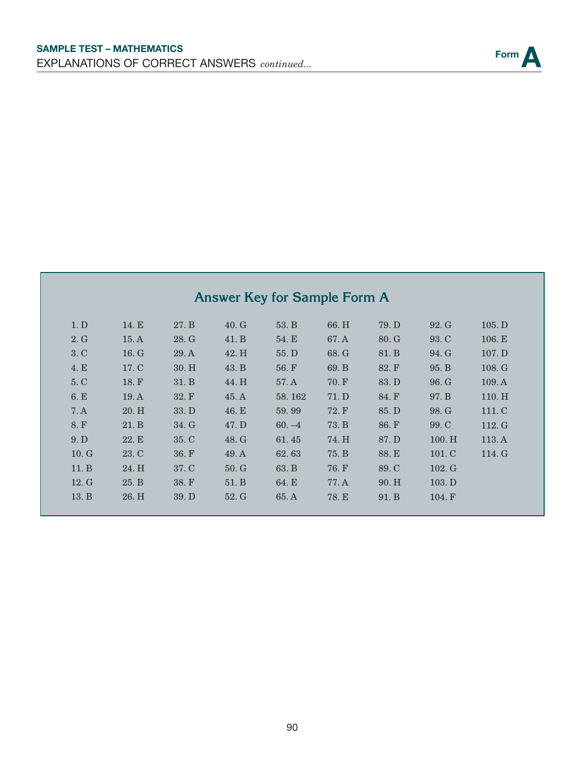## Answer Key for Sample Form A

| | | | | | | | | |
|---|---|---|---|---|---|---|---|---|
| 1. D | 14. E | 27. B | 40. G | 53. B | 66. H | 79. D | 92. G | 105. D |
| 2. G | 15. A | 28. G | 41. B | 54. E | 67. A | 80. G | 93. C | 106. E |
| 3. C | 16. G | 29. A | 42. H | 55. D | 68. G | 81. B | 94. G | 107. D |
| 4. E | 17. C | 30. H | 43. B | 56. F | 69. B | 82. F | 95. B | 108. G |
| 5. C | 18. F | 31. B | 44. H | 57. A | 70. F | 83. D | 96. G | 109. A |
| 6. E | 19. A | 32. F | 45. A | 58. 162 | 71. D | 84. F | 97. B | 110. H |
| 7. A | 20. H | 33. D | 46. E | 59. 99 | 72. F | 85. D | 98. G | 111. C |
| 8. F | 21. B | 34. G | 47. D | 60. –4 | 73. B | 86. F | 99. C | 112. G |
| 9. D | 22. E | 35. C | 48. G | 61. 45 | 74. H | 87. D | 100. H | 113. A |
| 10. G | 23. C | 36. F | 49. A | 62. 63 | 75. B | 88. E | 101. C | 114. G |
| 11. B | 24. H | 37. C | 50. G | 63. B | 76. F | 89. C | 102. G | |
| 12. G | 25. B | 38. F | 51. B | 64. E | 77. A | 90. H | 103. D | |
| 13. B | 26. H | 39. D | 52. G | 65. A | 78. E | 91. B | 104. F | |